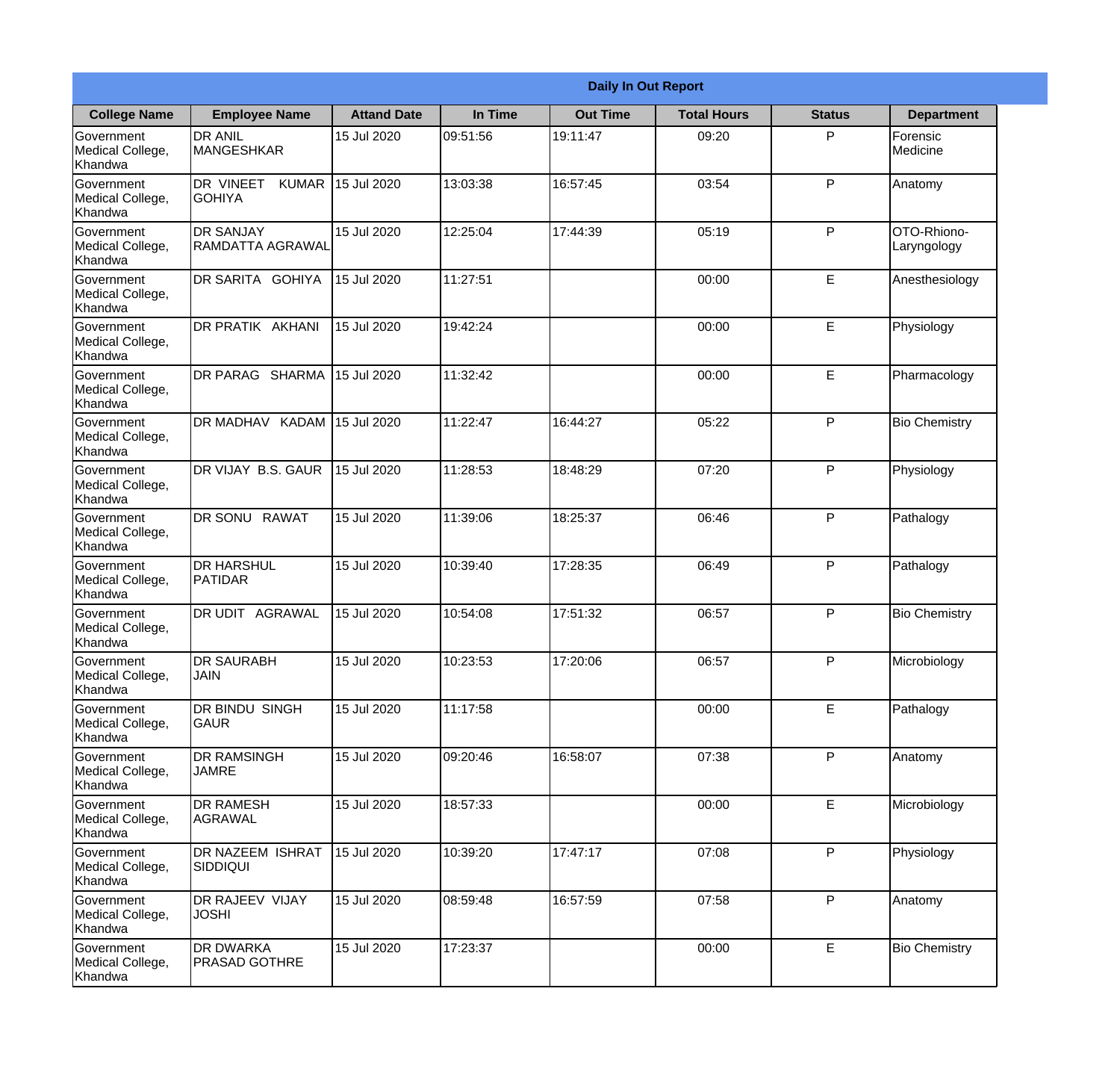**Daily In Out Report**

| College Name | Employee Name | Attand Date | In Time | Out Time | Total Hours | Status | Department |
|---|---|---|---|---|---|---|---|
| Government Medical College, Khandwa | DR ANIL MANGESHKAR | 15 Jul 2020 | 09:51:56 | 19:11:47 | 09:20 | P | Forensic Medicine |
| Government Medical College, Khandwa | DR VINEET KUMAR GOHIYA | 15 Jul 2020 | 13:03:38 | 16:57:45 | 03:54 | P | Anatomy |
| Government Medical College, Khandwa | DR SANJAY RAMDATTA AGRAWAL | 15 Jul 2020 | 12:25:04 | 17:44:39 | 05:19 | P | OTO-Rhiono-Laryngology |
| Government Medical College, Khandwa | DR SARITA GOHIYA | 15 Jul 2020 | 11:27:51 | | 00:00 | E | Anesthesiology |
| Government Medical College, Khandwa | DR PRATIK AKHANI | 15 Jul 2020 | 19:42:24 | | 00:00 | E | Physiology |
| Government Medical College, Khandwa | DR PARAG SHARMA | 15 Jul 2020 | 11:32:42 | | 00:00 | E | Pharmacology |
| Government Medical College, Khandwa | DR MADHAV KADAM | 15 Jul 2020 | 11:22:47 | 16:44:27 | 05:22 | P | Bio Chemistry |
| Government Medical College, Khandwa | DR VIJAY B.S. GAUR | 15 Jul 2020 | 11:28:53 | 18:48:29 | 07:20 | P | Physiology |
| Government Medical College, Khandwa | DR SONU RAWAT | 15 Jul 2020 | 11:39:06 | 18:25:37 | 06:46 | P | Pathalogy |
| Government Medical College, Khandwa | DR HARSHUL PATIDAR | 15 Jul 2020 | 10:39:40 | 17:28:35 | 06:49 | P | Pathalogy |
| Government Medical College, Khandwa | DR UDIT AGRAWAL | 15 Jul 2020 | 10:54:08 | 17:51:32 | 06:57 | P | Bio Chemistry |
| Government Medical College, Khandwa | DR SAURABH JAIN | 15 Jul 2020 | 10:23:53 | 17:20:06 | 06:57 | P | Microbiology |
| Government Medical College, Khandwa | DR BINDU SINGH GAUR | 15 Jul 2020 | 11:17:58 | | 00:00 | E | Pathalogy |
| Government Medical College, Khandwa | DR RAMSINGH JAMRE | 15 Jul 2020 | 09:20:46 | 16:58:07 | 07:38 | P | Anatomy |
| Government Medical College, Khandwa | DR RAMESH AGRAWAL | 15 Jul 2020 | 18:57:33 | | 00:00 | E | Microbiology |
| Government Medical College, Khandwa | DR NAZEEM ISHRAT SIDDIQUI | 15 Jul 2020 | 10:39:20 | 17:47:17 | 07:08 | P | Physiology |
| Government Medical College, Khandwa | DR RAJEEV VIJAY JOSHI | 15 Jul 2020 | 08:59:48 | 16:57:59 | 07:58 | P | Anatomy |
| Government Medical College, Khandwa | DR DWARKA PRASAD GOTHRE | 15 Jul 2020 | 17:23:37 | | 00:00 | E | Bio Chemistry |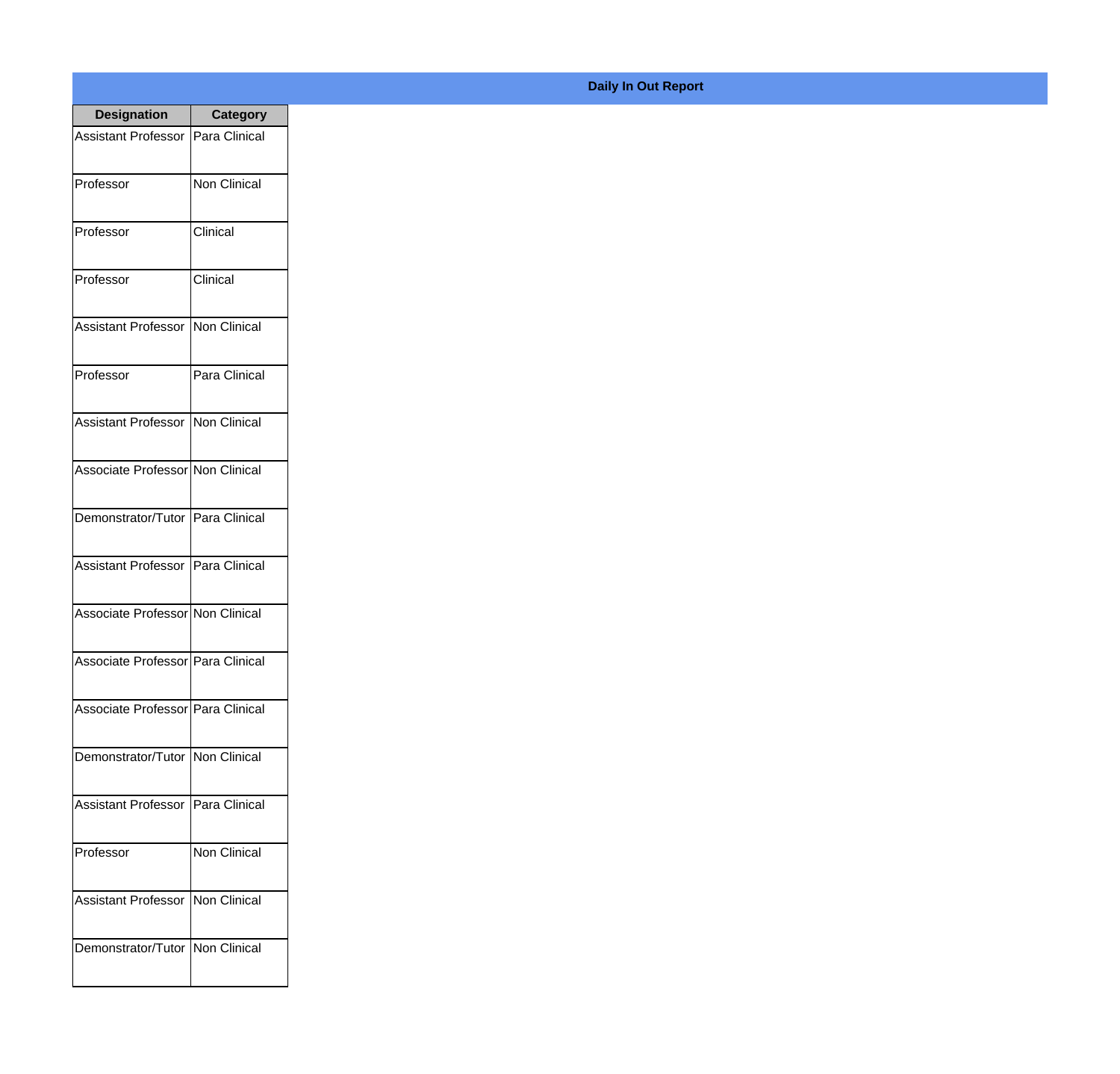## Daily In Out Report

| Designation | Category |
|---|---|
| Assistant Professor | Para Clinical |
| Professor | Non Clinical |
| Professor | Clinical |
| Professor | Clinical |
| Assistant Professor | Non Clinical |
| Professor | Para Clinical |
| Assistant Professor | Non Clinical |
| Associate Professor | Non Clinical |
| Demonstrator/Tutor | Para Clinical |
| Assistant Professor | Para Clinical |
| Associate Professor | Non Clinical |
| Associate Professor | Para Clinical |
| Associate Professor | Para Clinical |
| Demonstrator/Tutor | Non Clinical |
| Assistant Professor | Para Clinical |
| Professor | Non Clinical |
| Assistant Professor | Non Clinical |
| Demonstrator/Tutor | Non Clinical |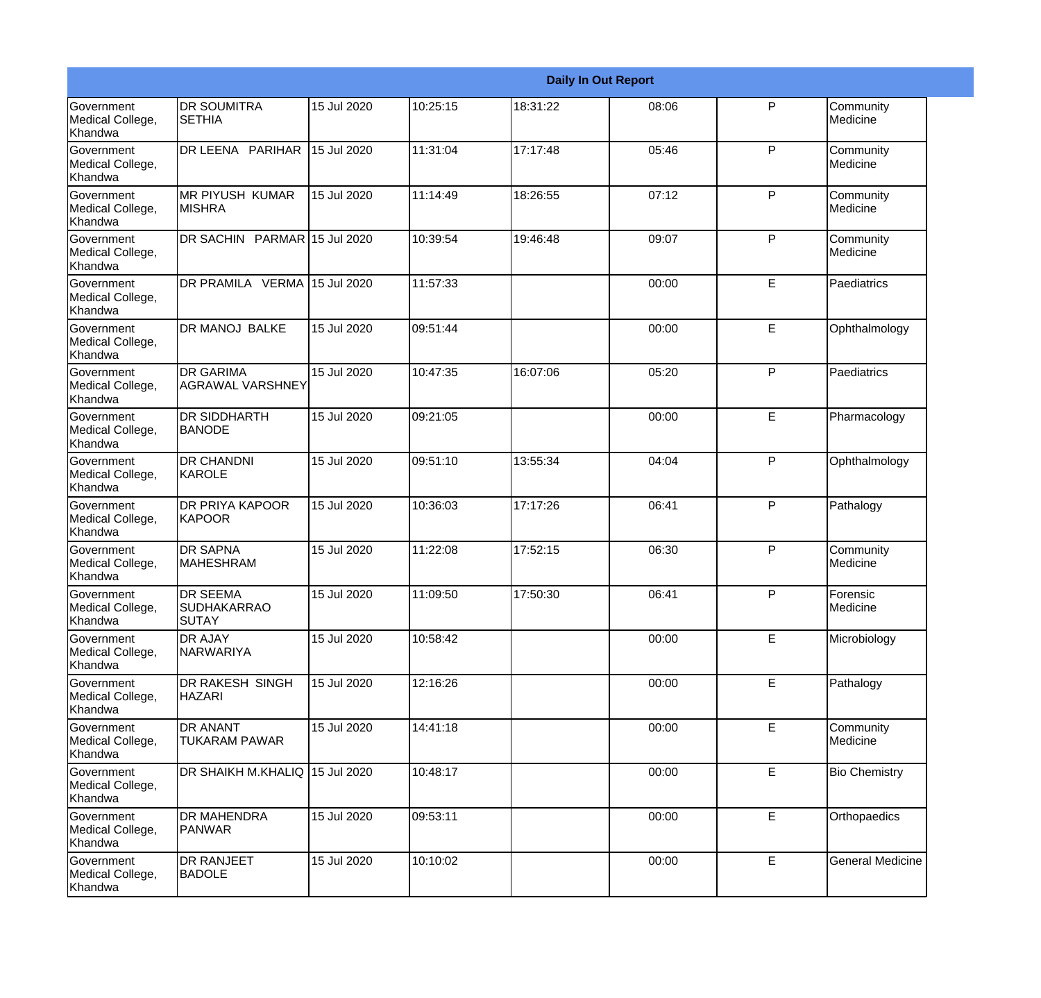| Daily In Out Report | | | | | | | |
|---|---|---|---|---|---|---|---|
| Government Medical College, Khandwa | DR SOUMITRA SETHIA | 15 Jul 2020 | 10:25:15 | 18:31:22 | 08:06 | P | Community Medicine |
| Government Medical College, Khandwa | DR LEENA PARIHAR | 15 Jul 2020 | 11:31:04 | 17:17:48 | 05:46 | P | Community Medicine |
| Government Medical College, Khandwa | MR PIYUSH KUMAR MISHRA | 15 Jul 2020 | 11:14:49 | 18:26:55 | 07:12 | P | Community Medicine |
| Government Medical College, Khandwa | DR SACHIN PARMAR | 15 Jul 2020 | 10:39:54 | 19:46:48 | 09:07 | P | Community Medicine |
| Government Medical College, Khandwa | DR PRAMILA VERMA | 15 Jul 2020 | 11:57:33 | | 00:00 | E | Paediatrics |
| Government Medical College, Khandwa | DR MANOJ BALKE | 15 Jul 2020 | 09:51:44 | | 00:00 | E | Ophthalmology |
| Government Medical College, Khandwa | DR GARIMA AGRAWAL VARSHNEY | 15 Jul 2020 | 10:47:35 | 16:07:06 | 05:20 | P | Paediatrics |
| Government Medical College, Khandwa | DR SIDDHARTH BANODE | 15 Jul 2020 | 09:21:05 | | 00:00 | E | Pharmacology |
| Government Medical College, Khandwa | DR CHANDNI KAROLE | 15 Jul 2020 | 09:51:10 | 13:55:34 | 04:04 | P | Ophthalmology |
| Government Medical College, Khandwa | DR PRIYA KAPOOR KAPOOR | 15 Jul 2020 | 10:36:03 | 17:17:26 | 06:41 | P | Pathalogy |
| Government Medical College, Khandwa | DR SAPNA MAHESHRAM | 15 Jul 2020 | 11:22:08 | 17:52:15 | 06:30 | P | Community Medicine |
| Government Medical College, Khandwa | DR SEEMA SUDHAKARRAO SUTAY | 15 Jul 2020 | 11:09:50 | 17:50:30 | 06:41 | P | Forensic Medicine |
| Government Medical College, Khandwa | DR AJAY NARWARIYA | 15 Jul 2020 | 10:58:42 | | 00:00 | E | Microbiology |
| Government Medical College, Khandwa | DR RAKESH SINGH HAZARI | 15 Jul 2020 | 12:16:26 | | 00:00 | E | Pathalogy |
| Government Medical College, Khandwa | DR ANANT TUKARAM PAWAR | 15 Jul 2020 | 14:41:18 | | 00:00 | E | Community Medicine |
| Government Medical College, Khandwa | DR SHAIKH M.KHALIQ | 15 Jul 2020 | 10:48:17 | | 00:00 | E | Bio Chemistry |
| Government Medical College, Khandwa | DR MAHENDRA PANWAR | 15 Jul 2020 | 09:53:11 | | 00:00 | E | Orthopaedics |
| Government Medical College, Khandwa | DR RANJEET BADOLE | 15 Jul 2020 | 10:10:02 | | 00:00 | E | General Medicine |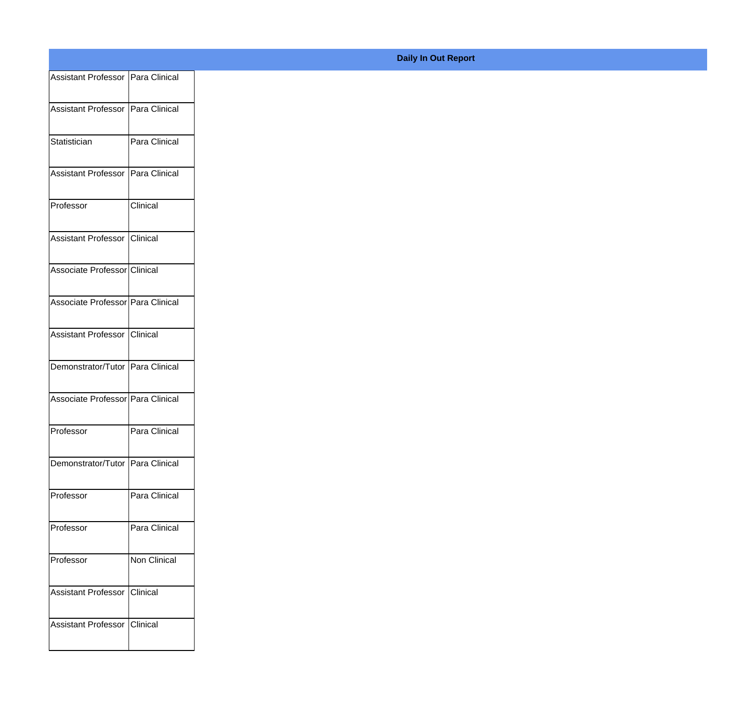**Daily In Out Report**

| | |
|---|---|
| Assistant Professor | Para Clinical |
| Assistant Professor | Para Clinical |
| Statistician | Para Clinical |
| Assistant Professor | Para Clinical |
| Professor | Clinical |
| Assistant Professor | Clinical |
| Associate Professor | Clinical |
| Associate Professor | Para Clinical |
| Assistant Professor | Clinical |
| Demonstrator/Tutor | Para Clinical |
| Associate Professor | Para Clinical |
| Professor | Para Clinical |
| Demonstrator/Tutor | Para Clinical |
| Professor | Para Clinical |
| Professor | Para Clinical |
| Professor | Non Clinical |
| Assistant Professor | Clinical |
| Assistant Professor | Clinical |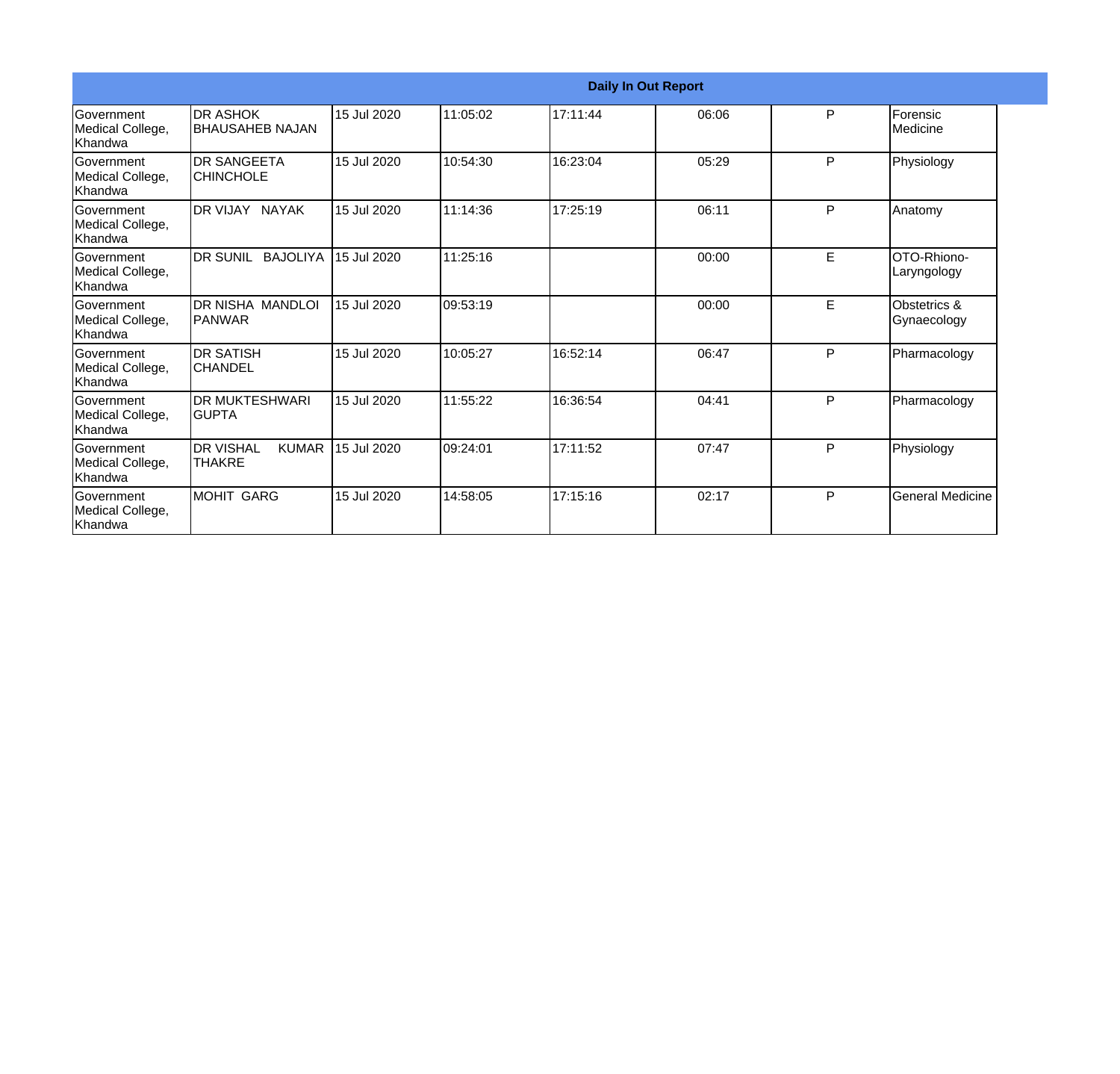| Daily In Out Report | | | | | | | |
|---|---|---|---|---|---|---|---|
| Government Medical College, Khandwa | DR ASHOK BHAUSAHEB NAJAN | 15 Jul 2020 | 11:05:02 | 17:11:44 | 06:06 | P | Forensic Medicine |
| Government Medical College, Khandwa | DR SANGEETA CHINCHOLE | 15 Jul 2020 | 10:54:30 | 16:23:04 | 05:29 | P | Physiology |
| Government Medical College, Khandwa | DR VIJAY NAYAK | 15 Jul 2020 | 11:14:36 | 17:25:19 | 06:11 | P | Anatomy |
| Government Medical College, Khandwa | DR SUNIL BAJOLIYA | 15 Jul 2020 | 11:25:16 | | 00:00 | E | OTO-Rhiono-Laryngology |
| Government Medical College, Khandwa | DR NISHA MANDLOI PANWAR | 15 Jul 2020 | 09:53:19 | | 00:00 | E | Obstetrics & Gynaecology |
| Government Medical College, Khandwa | DR SATISH CHANDEL | 15 Jul 2020 | 10:05:27 | 16:52:14 | 06:47 | P | Pharmacology |
| Government Medical College, Khandwa | DR MUKTESHWARI GUPTA | 15 Jul 2020 | 11:55:22 | 16:36:54 | 04:41 | P | Pharmacology |
| Government Medical College, Khandwa | DR VISHAL KUMAR THAKRE | 15 Jul 2020 | 09:24:01 | 17:11:52 | 07:47 | P | Physiology |
| Government Medical College, Khandwa | MOHIT GARG | 15 Jul 2020 | 14:58:05 | 17:15:16 | 02:17 | P | General Medicine |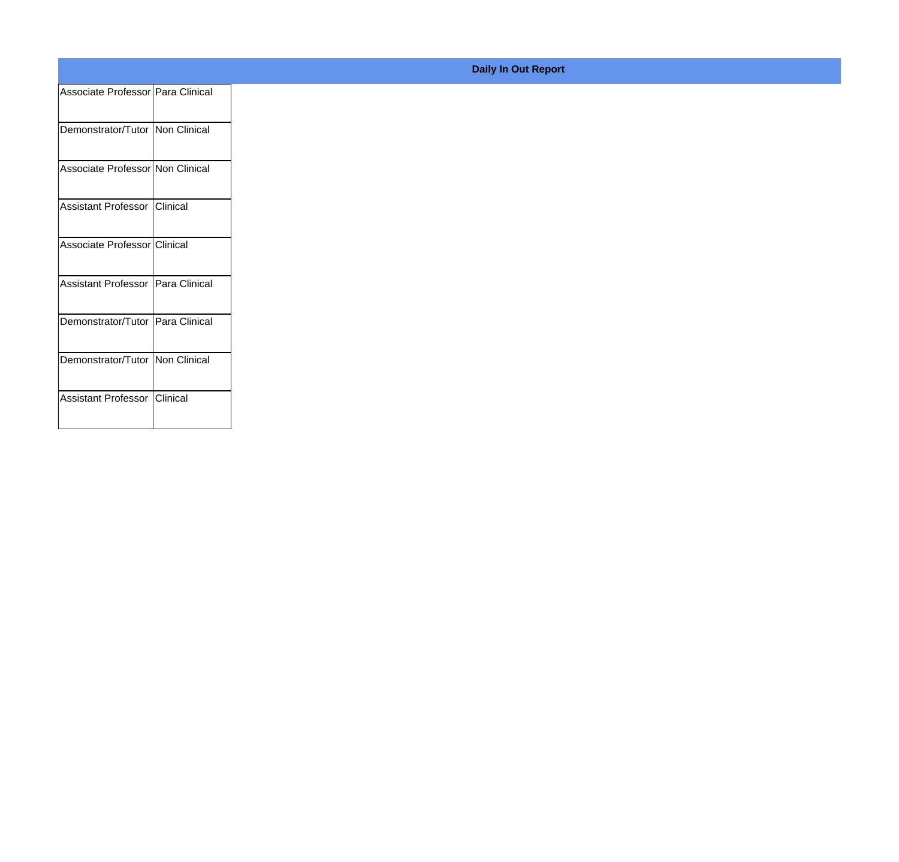**Daily In Out Report**

| | |
|---|---|
| Associate Professor | Para Clinical |
| Demonstrator/Tutor | Non Clinical |
| Associate Professor | Non Clinical |
| Assistant Professor | Clinical |
| Associate Professor | Clinical |
| Assistant Professor | Para Clinical |
| Demonstrator/Tutor | Para Clinical |
| Demonstrator/Tutor | Non Clinical |
| Assistant Professor | Clinical |